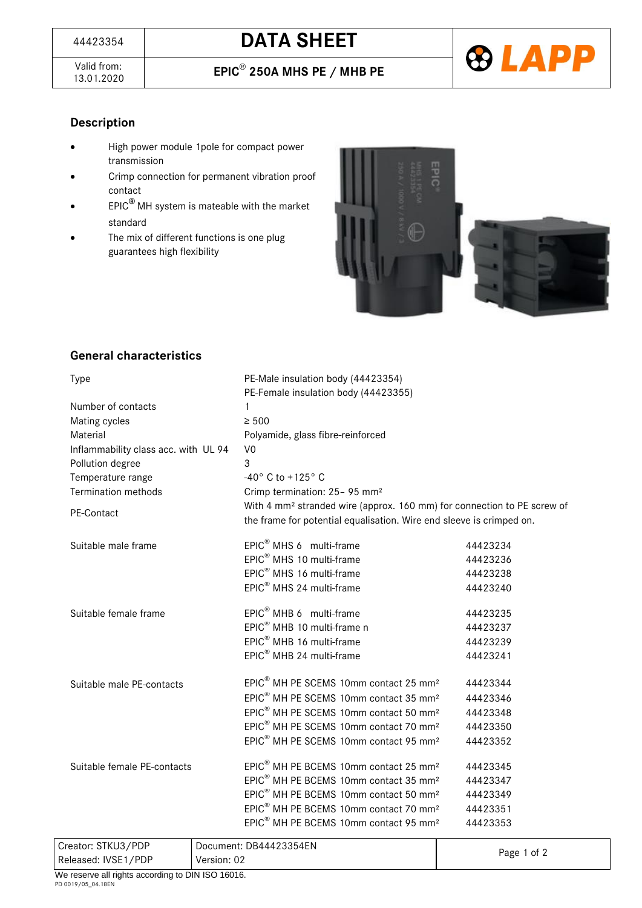| 44423354 | DATA SHEET |
|---|---|
| Valid from: 13.01.2020 | EPIC® 250A MHS PE / MHB PE |

## Description

- High power module 1pole for compact power transmission
- Crimp connection for permanent vibration proof contact
- EPIC® MH system is mateable with the market standard
- The mix of different functions is one plug guarantees high flexibility

## General characteristics

| | | |
|---|---|---|
| Type | PE-Male insulation body (44423354)<br>PE-Female insulation body (44423355) | |
| Number of contacts | 1 | |
| Mating cycles | ≥ 500 | |
| Material | Polyamide, glass fibre-reinforced | |
| Inflammability class acc. with UL 94 | V0 | |
| Pollution degree | 3 | |
| Temperature range | -40° C to +125° C | |
| Termination methods | Crimp termination: 25– 95 mm² | |
| PE-Contact | With 4 mm² stranded wire (approx. 160 mm) for connection to PE screw of the frame for potential equalisation. Wire end sleeve is crimped on. | |
| Suitable male frame | EPIC® MHS 6 multi-frame | 44423234 |
| | EPIC® MHS 10 multi-frame | 44423236 |
| | EPIC® MHS 16 multi-frame | 44423238 |
| | EPIC® MHS 24 multi-frame | 44423240 |
| Suitable female frame | EPIC® MHB 6 multi-frame | 44423235 |
| | EPIC® MHB 10 multi-frame n | 44423237 |
| | EPIC® MHB 16 multi-frame | 44423239 |
| | EPIC® MHB 24 multi-frame | 44423241 |
| Suitable male PE-contacts | EPIC® MH PE SCEMS 10mm contact 25 mm² | 44423344 |
| | EPIC® MH PE SCEMS 10mm contact 35 mm² | 44423346 |
| | EPIC® MH PE SCEMS 10mm contact 50 mm² | 44423348 |
| | EPIC® MH PE SCEMS 10mm contact 70 mm² | 44423350 |
| | EPIC® MH PE SCEMS 10mm contact 95 mm² | 44423352 |
| Suitable female PE-contacts | EPIC® MH PE BCEMS 10mm contact 25 mm² | 44423345 |
| | EPIC® MH PE BCEMS 10mm contact 35 mm² | 44423347 |
| | EPIC® MH PE BCEMS 10mm contact 50 mm² | 44423349 |
| | EPIC® MH PE BCEMS 10mm contact 70 mm² | 44423351 |
| | EPIC® MH PE BCEMS 10mm contact 95 mm² | 44423353 |

| Creator: STKU3/PDP | Document: DB44423354EN |
|---|---|
| Released: IVSE1/PDP | Version: 02 |

We reserve all rights according to DIN ISO 16016.

PD 0019/05_04.18EN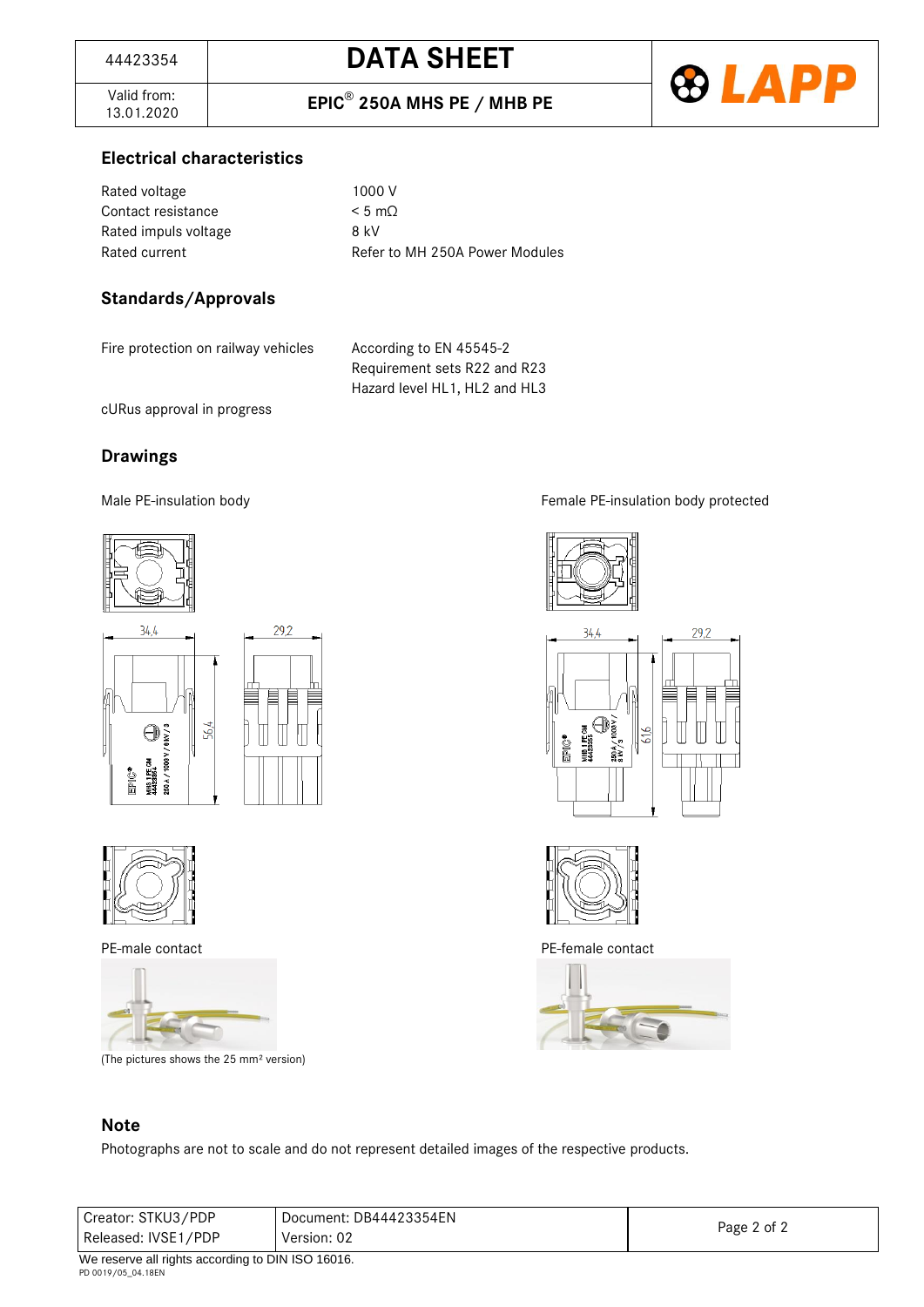## Electrical characteristics

| | |
|---|---|
| Rated voltage | 1000 V |
| Contact resistance | < 5 mΩ |
| Rated impuls voltage | 8 kV |
| Rated current | Refer to MH 250A Power Modules |

## Standards/Approvals

| | |
|---|---|
| Fire protection on railway vehicles | According to EN 45545-2<br>Requirement sets R22 and R23<br>Hazard level HL1, HL2 and HL3 |

cURus approval in progress

## Drawings

Male PE-insulation body

34,4

29,2

56,4

Female PE-insulation body protected

34,4

29,2

61,6

PE-male contact

(The pictures shows the 25 mm² version)

PE-female contact

## Note

Photographs are not to scale and do not represent detailed images of the respective products.